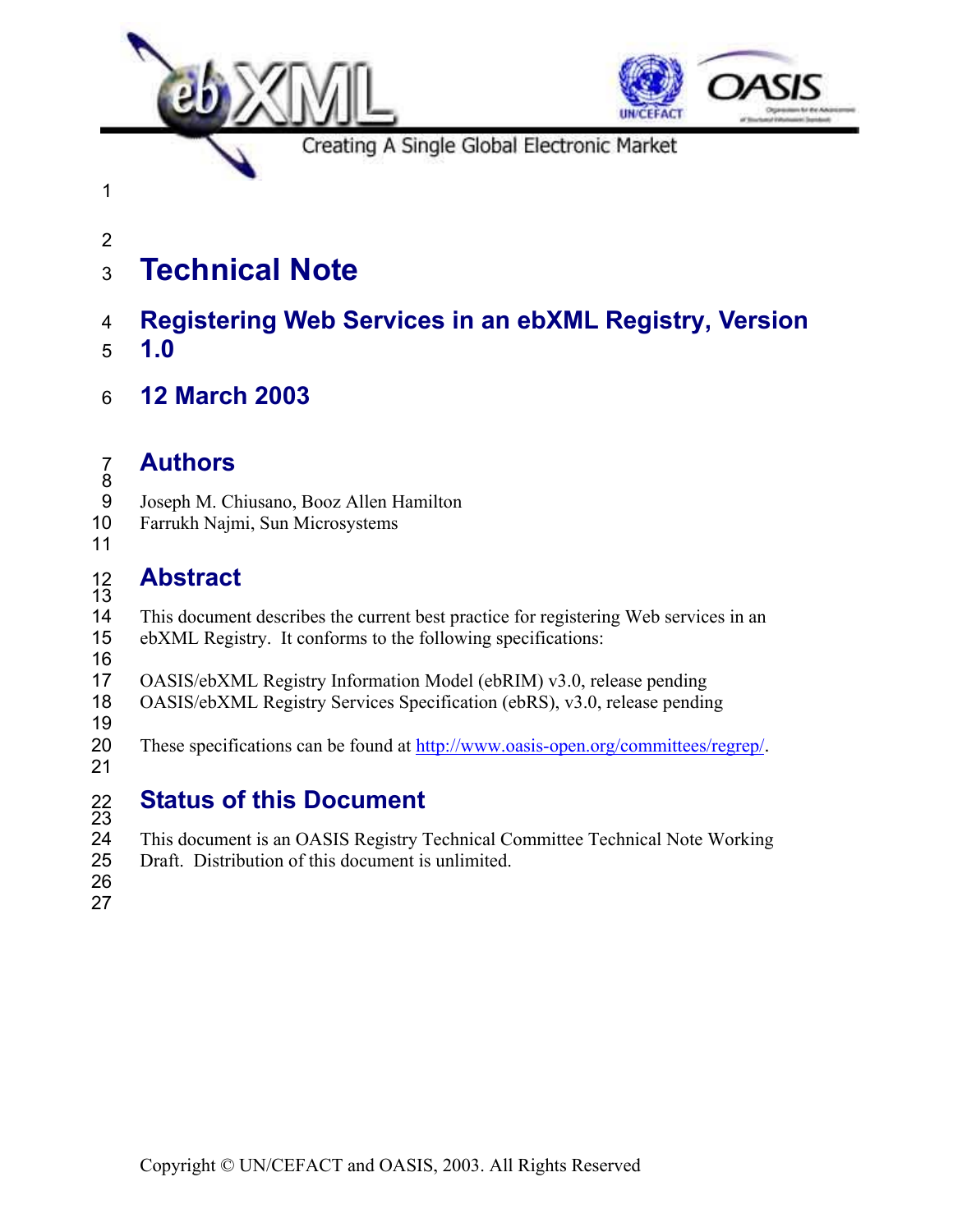Creating A Single Global Electronic Market

# Technical Note

## Registering Web Services in an ebXML Registry, Version 1.0

## 12 March 2003

## Authors

Joseph M. Chiusano, Booz Allen Hamilton
Farrukh Najmi, Sun Microsystems

## Abstract

This document describes the current best practice for registering Web services in an ebXML Registry. It conforms to the following specifications:

OASIS/ebXML Registry Information Model (ebRIM) v3.0, release pending
OASIS/ebXML Registry Services Specification (ebRS), v3.0, release pending

These specifications can be found at http://www.oasis-open.org/committees/regrep/.

## Status of this Document

This document is an OASIS Registry Technical Committee Technical Note Working Draft. Distribution of this document is unlimited.

Copyright © UN/CEFACT and OASIS, 2003. All Rights Reserved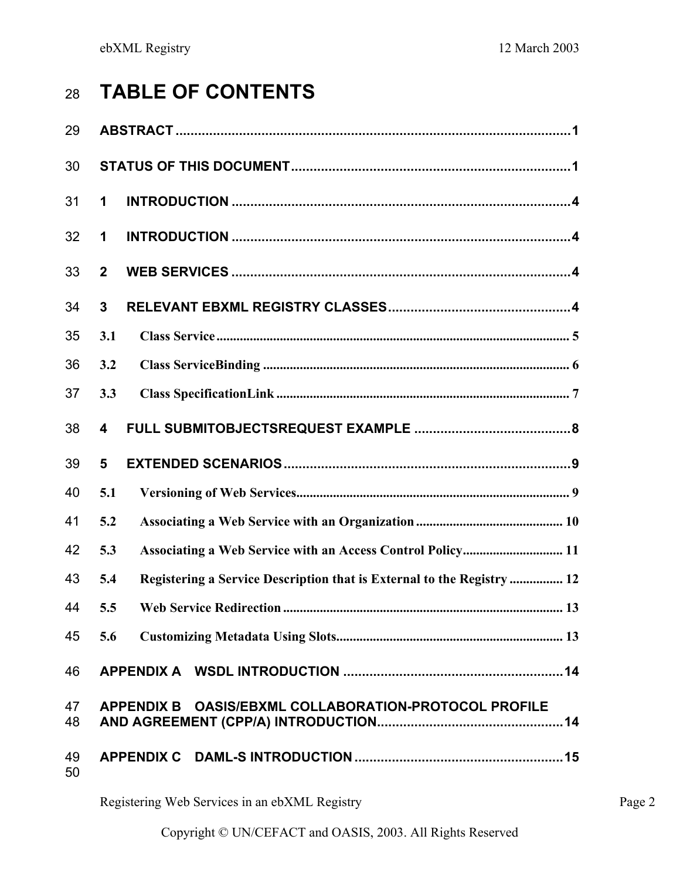# TABLE OF CONTENTS

**ABSTRACT** ........................................................................................................ 1

**STATUS OF THIS DOCUMENT** ........................................................................... 1

**1 INTRODUCTION** ............................................................................................ 4

**1 INTRODUCTION** ............................................................................................ 4

**2 WEB SERVICES** ............................................................................................ 4

**3 RELEVANT EBXML REGISTRY CLASSES** ...................................................... 4

- **3.1 Class Service** ............................................................................................ 5
- **3.2 Class ServiceBinding** ................................................................................ 6
- **3.3 Class SpecificationLink** ............................................................................ 7

**4 FULL SUBMITOBJECTSREQUEST EXAMPLE** .................................................. 8

**5 EXTENDED SCENARIOS** .................................................................................. 9

- **5.1 Versioning of Web Services** ...................................................................... 9
- **5.2 Associating a Web Service with an Organization** ...................................... 10
- **5.3 Associating a Web Service with an Access Control Policy** ........................ 11
- **5.4 Registering a Service Description that is External to the Registry** ........... 12
- **5.5 Web Service Redirection** ......................................................................... 13
- **5.6 Customizing Metadata Using Slots** .......................................................... 13

**APPENDIX A WSDL INTRODUCTION** ................................................................ 14

**APPENDIX B OASIS/EBXML COLLABORATION-PROTOCOL PROFILE AND AGREEMENT (CPP/A) INTRODUCTION** ................................................................ 14

**APPENDIX C DAML-S INTRODUCTION** ............................................................. 15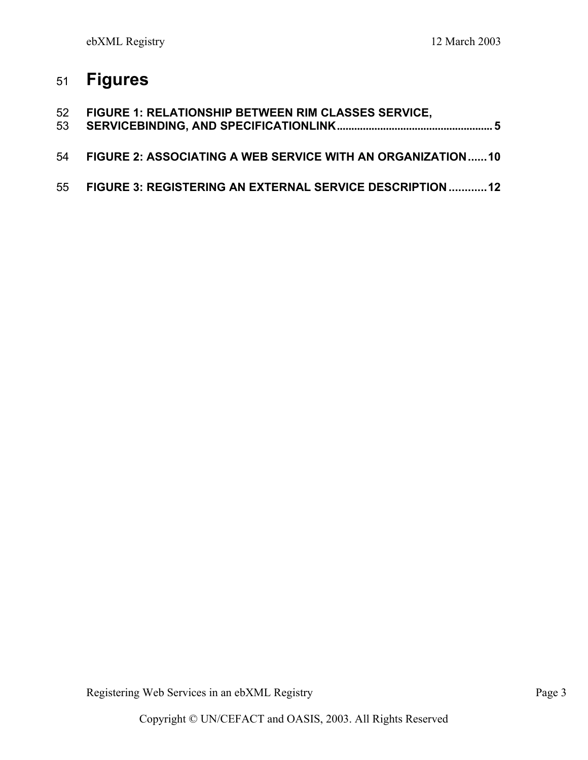# Figures

**FIGURE 1: RELATIONSHIP BETWEEN RIM CLASSES SERVICE, SERVICEBINDING, AND SPECIFICATIONLINK ..... 5**

**FIGURE 2: ASSOCIATING A WEB SERVICE WITH AN ORGANIZATION ..... 10**

**FIGURE 3: REGISTERING AN EXTERNAL SERVICE DESCRIPTION ..... 12**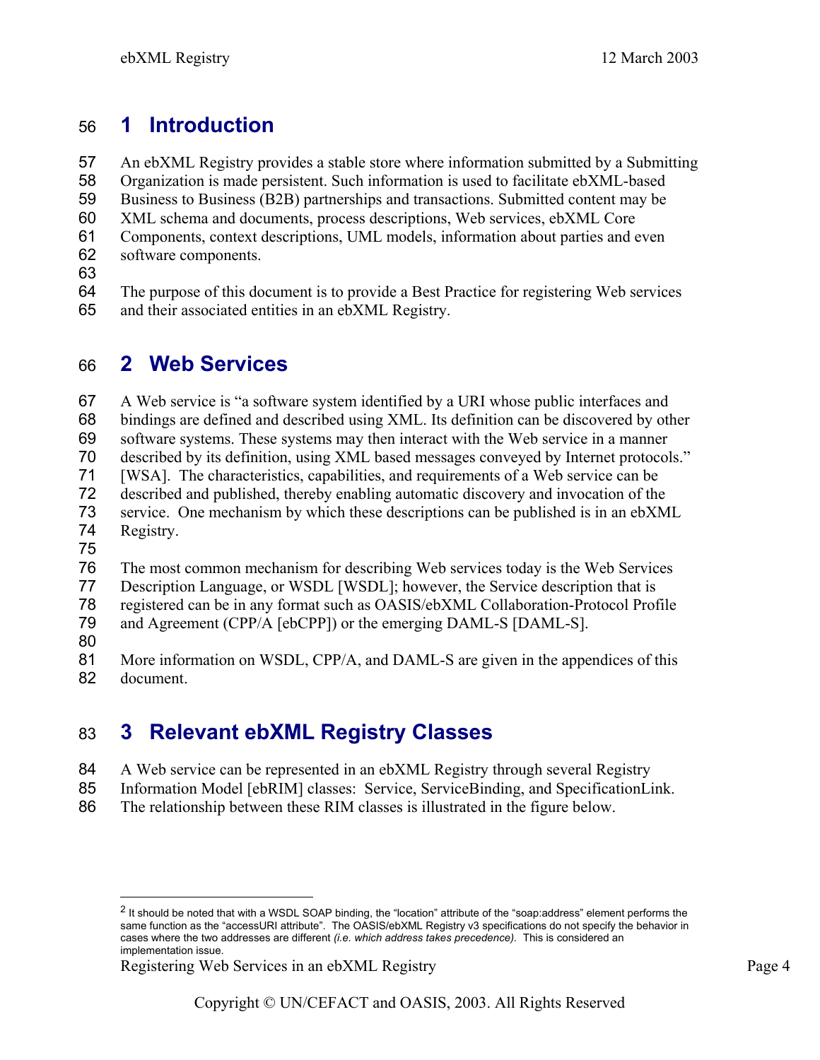# 1 Introduction

An ebXML Registry provides a stable store where information submitted by a Submitting Organization is made persistent. Such information is used to facilitate ebXML-based Business to Business (B2B) partnerships and transactions. Submitted content may be XML schema and documents, process descriptions, Web services, ebXML Core Components, context descriptions, UML models, information about parties and even software components.

The purpose of this document is to provide a Best Practice for registering Web services and their associated entities in an ebXML Registry.

# 2 Web Services

A Web service is "a software system identified by a URI whose public interfaces and bindings are defined and described using XML. Its definition can be discovered by other software systems. These systems may then interact with the Web service in a manner described by its definition, using XML based messages conveyed by Internet protocols." [WSA]. The characteristics, capabilities, and requirements of a Web service can be described and published, thereby enabling automatic discovery and invocation of the service. One mechanism by which these descriptions can be published is in an ebXML Registry.

The most common mechanism for describing Web services today is the Web Services Description Language, or WSDL [WSDL]; however, the Service description that is registered can be in any format such as OASIS/ebXML Collaboration-Protocol Profile and Agreement (CPP/A [ebCPP]) or the emerging DAML-S [DAML-S].

More information on WSDL, CPP/A, and DAML-S are given in the appendices of this document.

# 3 Relevant ebXML Registry Classes

A Web service can be represented in an ebXML Registry through several Registry Information Model [ebRIM] classes: Service, ServiceBinding, and SpecificationLink. The relationship between these RIM classes is illustrated in the figure below.

---

[2] It should be noted that with a WSDL SOAP binding, the "location" attribute of the "soap:address" element performs the same function as the "accessURI attribute". The OASIS/ebXML Registry v3 specifications do not specify the behavior in cases where the two addresses are different *(i.e. which address takes precedence)*. This is considered an implementation issue.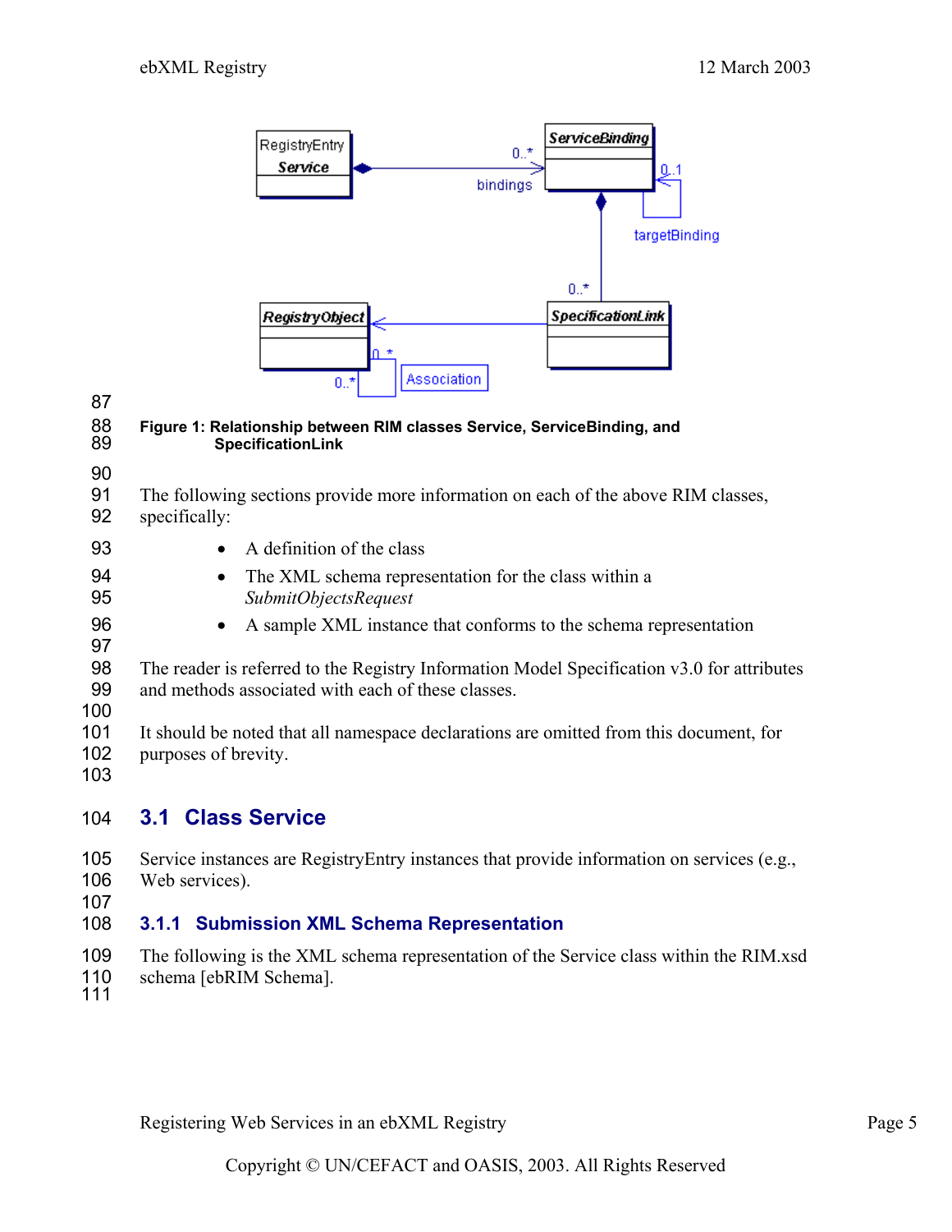**Figure 1: Relationship between RIM classes Service, ServiceBinding, and SpecificationLink**

The following sections provide more information on each of the above RIM classes, specifically:

- A definition of the class
- The XML schema representation for the class within a *SubmitObjectsRequest*
- A sample XML instance that conforms to the schema representation

The reader is referred to the Registry Information Model Specification v3.0 for attributes and methods associated with each of these classes.

It should be noted that all namespace declarations are omitted from this document, for purposes of brevity.

## 3.1 Class Service

Service instances are RegistryEntry instances that provide information on services (e.g., Web services).

### 3.1.1 Submission XML Schema Representation

The following is the XML schema representation of the Service class within the RIM.xsd schema [ebRIM Schema].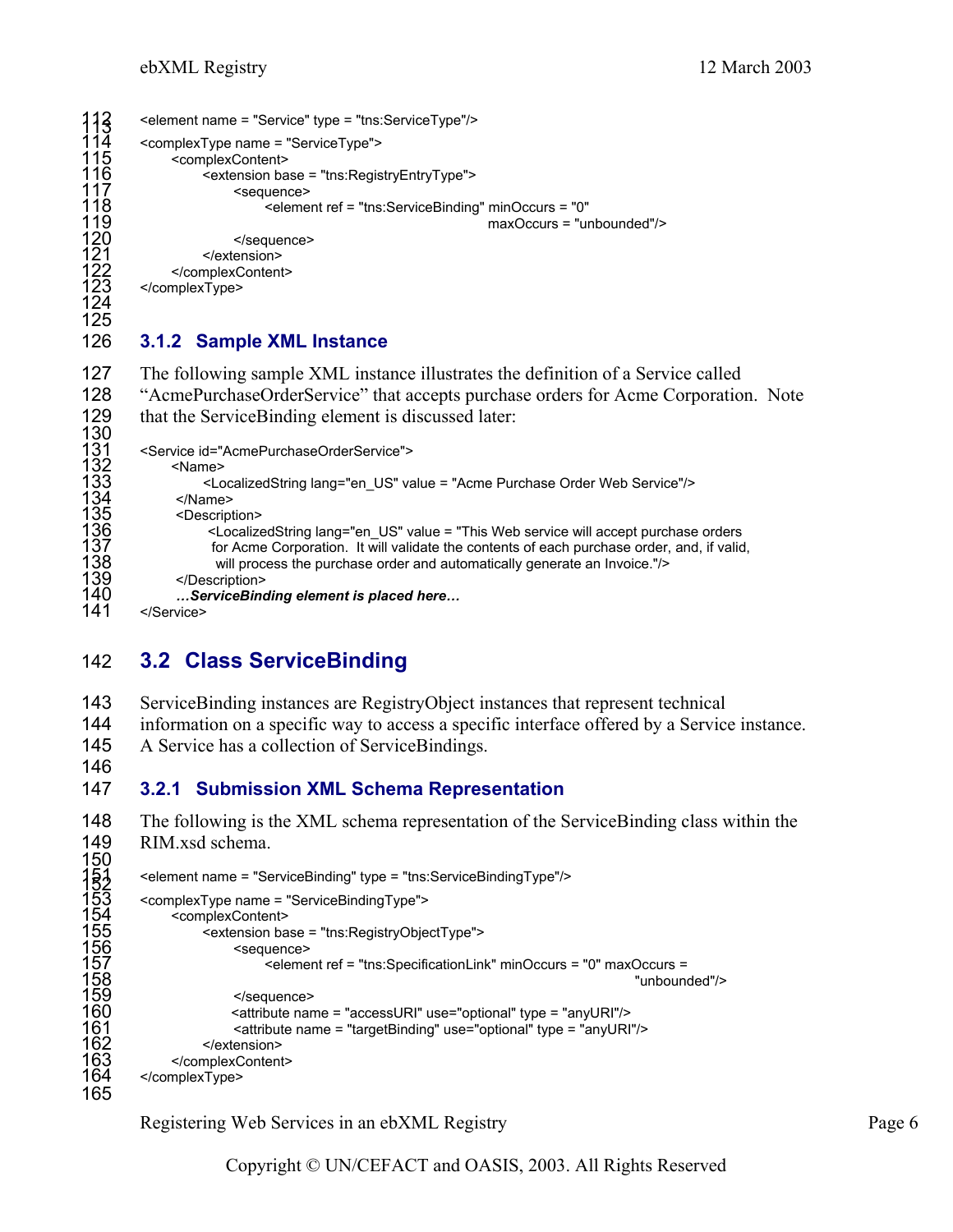```
<element name = "Service" type = "tns:ServiceType"/>
<complexType name = "ServiceType">
	<complexContent>
		<extension base = "tns:RegistryEntryType">
			<sequence>
				<element ref = "tns:ServiceBinding" minOccurs = "0"
								maxOccurs = "unbounded"/>
			</sequence>
		</extension>
	</complexContent>
</complexType>
```

### 3.1.2 Sample XML Instance

The following sample XML instance illustrates the definition of a Service called "AcmePurchaseOrderService" that accepts purchase orders for Acme Corporation. Note that the ServiceBinding element is discussed later:

```
<Service id="AcmePurchaseOrderService">
	<Name>
		<LocalizedString lang="en_US" value = "Acme Purchase Order Web Service"/>
	</Name>
	<Description>
		<LocalizedString lang="en_US" value = "This Web service will accept purchase orders
		for Acme Corporation.  It will validate the contents of each purchase order, and, if valid,
		will process the purchase order and automatically generate an Invoice."/>
	</Description>
	…ServiceBinding element is placed here…
</Service>
```

## 3.2 Class ServiceBinding

ServiceBinding instances are RegistryObject instances that represent technical information on a specific way to access a specific interface offered by a Service instance. A Service has a collection of ServiceBindings.

### 3.2.1 Submission XML Schema Representation

The following is the XML schema representation of the ServiceBinding class within the RIM.xsd schema.

```
<element name = "ServiceBinding" type = "tns:ServiceBindingType"/>
<complexType name = "ServiceBindingType">
	<complexContent>
		<extension base = "tns:RegistryObjectType">
			<sequence>
				<element ref = "tns:SpecificationLink" minOccurs = "0" maxOccurs =
									"unbounded"/>
			</sequence>
			<attribute name = "accessURI" use="optional" type = "anyURI"/>
			<attribute name = "targetBinding" use="optional" type = "anyURI"/>
		</extension>
	</complexContent>
</complexType>
```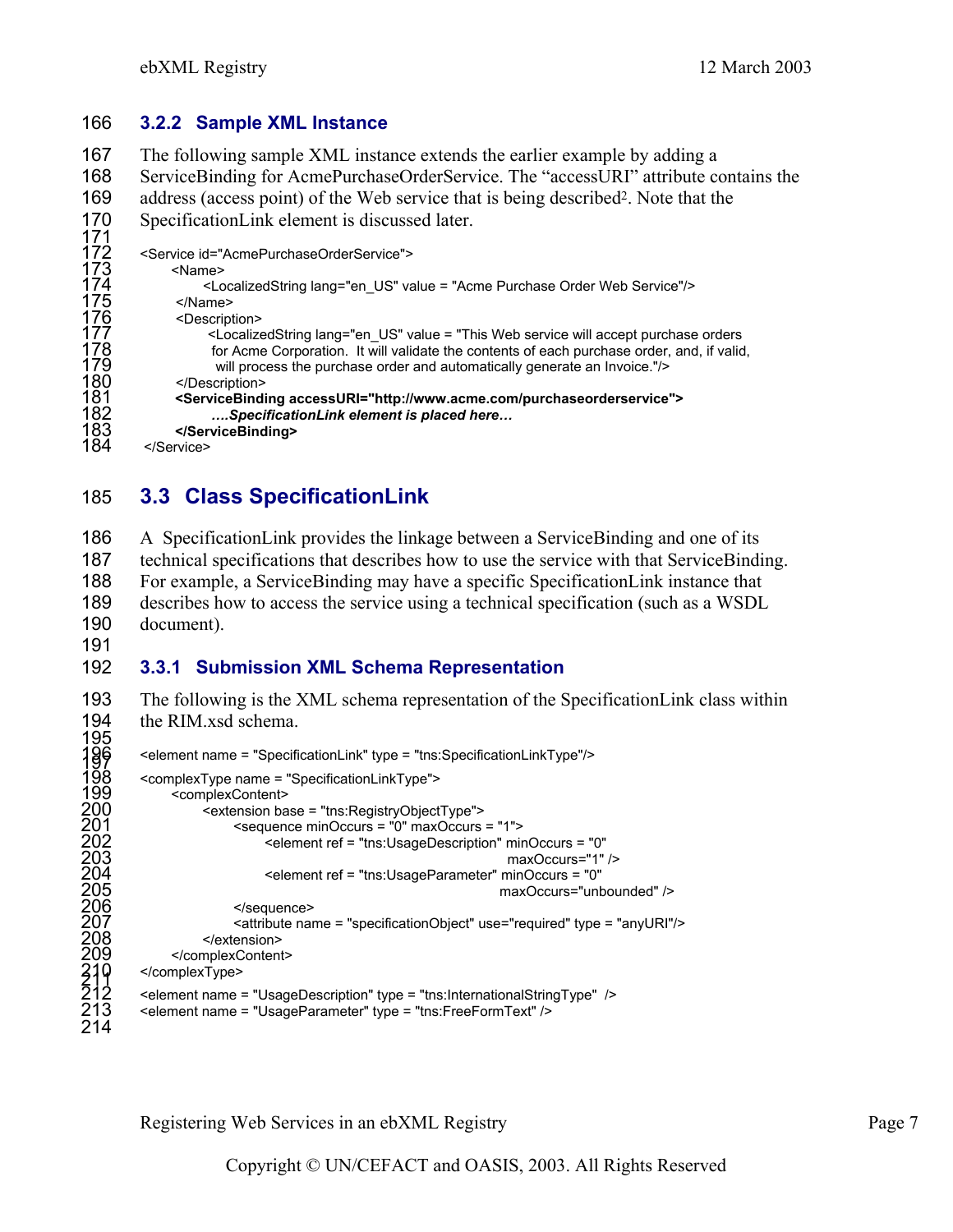### 3.2.2 Sample XML Instance

The following sample XML instance extends the earlier example by adding a ServiceBinding for AcmePurchaseOrderService. The "accessURI" attribute contains the address (access point) of the Web service that is being described[2]. Note that the SpecificationLink element is discussed later.

```
<Service id="AcmePurchaseOrderService">
      <Name>
            <LocalizedString lang="en_US" value = "Acme Purchase Order Web Service"/>
       </Name>
       <Description>
             <LocalizedString lang="en_US" value = "This Web service will accept purchase orders
              for Acme Corporation.  It will validate the contents of each purchase order, and, if valid,
               will process the purchase order and automatically generate an Invoice."/>
       </Description>
       <ServiceBinding accessURI="http://www.acme.com/purchaseorderservice">
              ….SpecificationLink element is placed here…
       </ServiceBinding>
 </Service>
```

## 3.3 Class SpecificationLink

A SpecificationLink provides the linkage between a ServiceBinding and one of its technical specifications that describes how to use the service with that ServiceBinding. For example, a ServiceBinding may have a specific SpecificationLink instance that describes how to access the service using a technical specification (such as a WSDL document).

### 3.3.1 Submission XML Schema Representation

The following is the XML schema representation of the SpecificationLink class within the RIM.xsd schema.

```
<element name = "SpecificationLink" type = "tns:SpecificationLinkType"/>

<complexType name = "SpecificationLinkType">
      <complexContent>
            <extension base = "tns:RegistryObjectType">
                  <sequence minOccurs = "0" maxOccurs = "1">
                        <element ref = "tns:UsageDescription" minOccurs = "0"
                                                                  maxOccurs="1" />
                        <element ref = "tns:UsageParameter" minOccurs = "0"
                                                                  maxOccurs="unbounded" />
                  </sequence>
                  <attribute name = "specificationObject" use="required" type = "anyURI"/>
            </extension>
      </complexContent>
</complexType>

<element name = "UsageDescription" type = "tns:InternationalStringType"  />
<element name = "UsageParameter" type = "tns:FreeFormText" />
```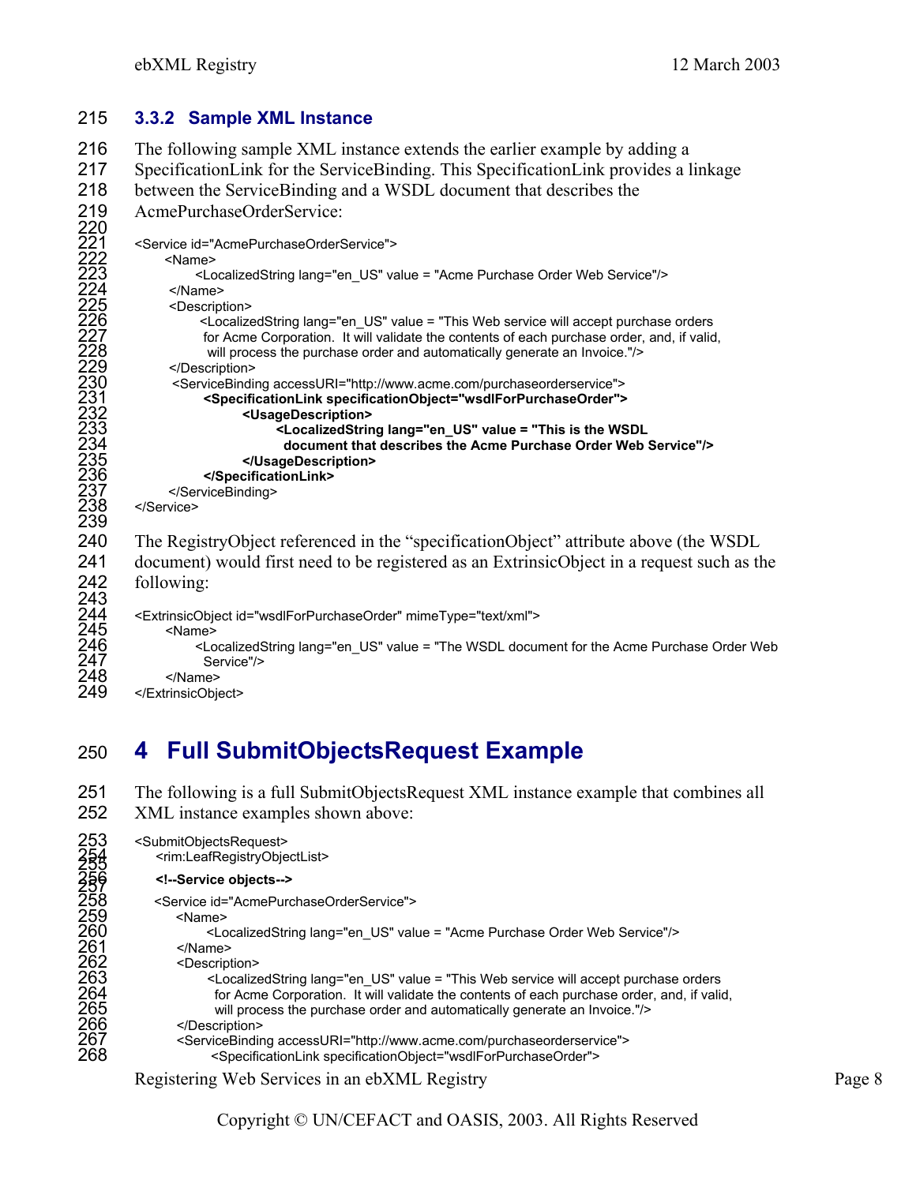### 3.3.2 Sample XML Instance

The following sample XML instance extends the earlier example by adding a SpecificationLink for the ServiceBinding. This SpecificationLink provides a linkage between the ServiceBinding and a WSDL document that describes the AcmePurchaseOrderService:

```
<Service id="AcmePurchaseOrderService">
      <Name>
            <LocalizedString lang="en_US" value = "Acme Purchase Order Web Service"/>
       </Name>
       <Description>
             <LocalizedString lang="en_US" value = "This Web service will accept purchase orders
              for Acme Corporation.  It will validate the contents of each purchase order, and, if valid,
               will process the purchase order and automatically generate an Invoice."/>
       </Description>
        <ServiceBinding accessURI="http://www.acme.com/purchaseorderservice">
             <SpecificationLink specificationObject="wsdlForPurchaseOrder">
                     <UsageDescription>
                            <LocalizedString lang="en_US" value = "This is the WSDL
                              document that describes the Acme Purchase Order Web Service"/>
                     </UsageDescription>
             </SpecificationLink>
       </ServiceBinding>
</Service>
```

The RegistryObject referenced in the “specificationObject” attribute above (the WSDL document) would first need to be registered as an ExtrinsicObject in a request such as the following:

```
<ExtrinsicObject id="wsdlForPurchaseOrder" mimeType="text/xml">
      <Name>
            <LocalizedString lang="en_US" value = "The WSDL document for the Acme Purchase Order Web
              Service"/>
      </Name>
</ExtrinsicObject>
```

# 4 Full SubmitObjectsRequest Example

The following is a full SubmitObjectsRequest XML instance example that combines all XML instance examples shown above:

```
<SubmitObjectsRequest>
    <rim:LeafRegistryObjectList>

    <!--Service objects-->

    <Service id="AcmePurchaseOrderService">
       <Name>
             <LocalizedString lang="en_US" value = "Acme Purchase Order Web Service"/>
       </Name>
       <Description>
             <LocalizedString lang="en_US" value = "This Web service will accept purchase orders
              for Acme Corporation.  It will validate the contents of each purchase order, and, if valid,
              will process the purchase order and automatically generate an Invoice."/>
       </Description>
       <ServiceBinding accessURI="http://www.acme.com/purchaseorderservice">
             <SpecificationLink specificationObject="wsdlForPurchaseOrder">
```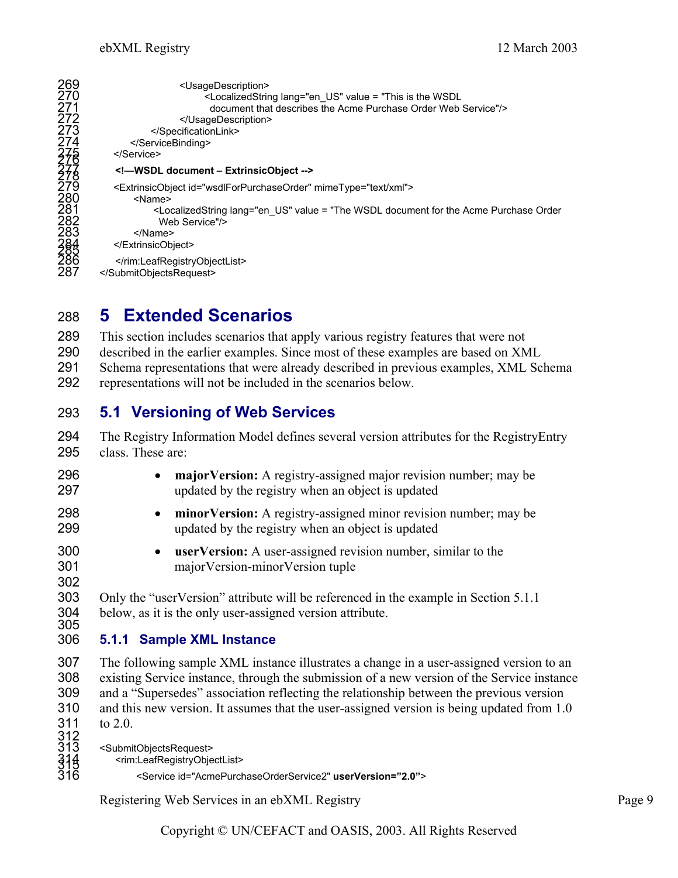```
                <UsageDescription>
                    <LocalizedString lang="en_US" value = "This is the WSDL
                     document that describes the Acme Purchase Order Web Service"/>
                </UsageDescription>
            </SpecificationLink>
        </ServiceBinding>
    </Service>

    <!—WSDL document – ExtrinsicObject -->

    <ExtrinsicObject id="wsdlForPurchaseOrder" mimeType="text/xml">
        <Name>
            <LocalizedString lang="en_US" value = "The WSDL document for the Acme Purchase Order
             Web Service"/>
        </Name>
    </ExtrinsicObject>

    </rim:LeafRegistryObjectList>
</SubmitObjectsRequest>
```

# 5 Extended Scenarios

This section includes scenarios that apply various registry features that were not described in the earlier examples. Since most of these examples are based on XML Schema representations that were already described in previous examples, XML Schema representations will not be included in the scenarios below.

## 5.1 Versioning of Web Services

The Registry Information Model defines several version attributes for the RegistryEntry class. These are:

- **majorVersion:** A registry-assigned major revision number; may be updated by the registry when an object is updated
- **minorVersion:** A registry-assigned minor revision number; may be updated by the registry when an object is updated
- **userVersion:** A user-assigned revision number, similar to the majorVersion-minorVersion tuple

Only the "userVersion" attribute will be referenced in the example in Section 5.1.1 below, as it is the only user-assigned version attribute.

### 5.1.1 Sample XML Instance

The following sample XML instance illustrates a change in a user-assigned version to an existing Service instance, through the submission of a new version of the Service instance and a "Supersedes" association reflecting the relationship between the previous version and this new version. It assumes that the user-assigned version is being updated from 1.0 to 2.0.

```
<SubmitObjectsRequest>
    <rim:LeafRegistryObjectList>

        <Service id="AcmePurchaseOrderService2" userVersion="2.0">
```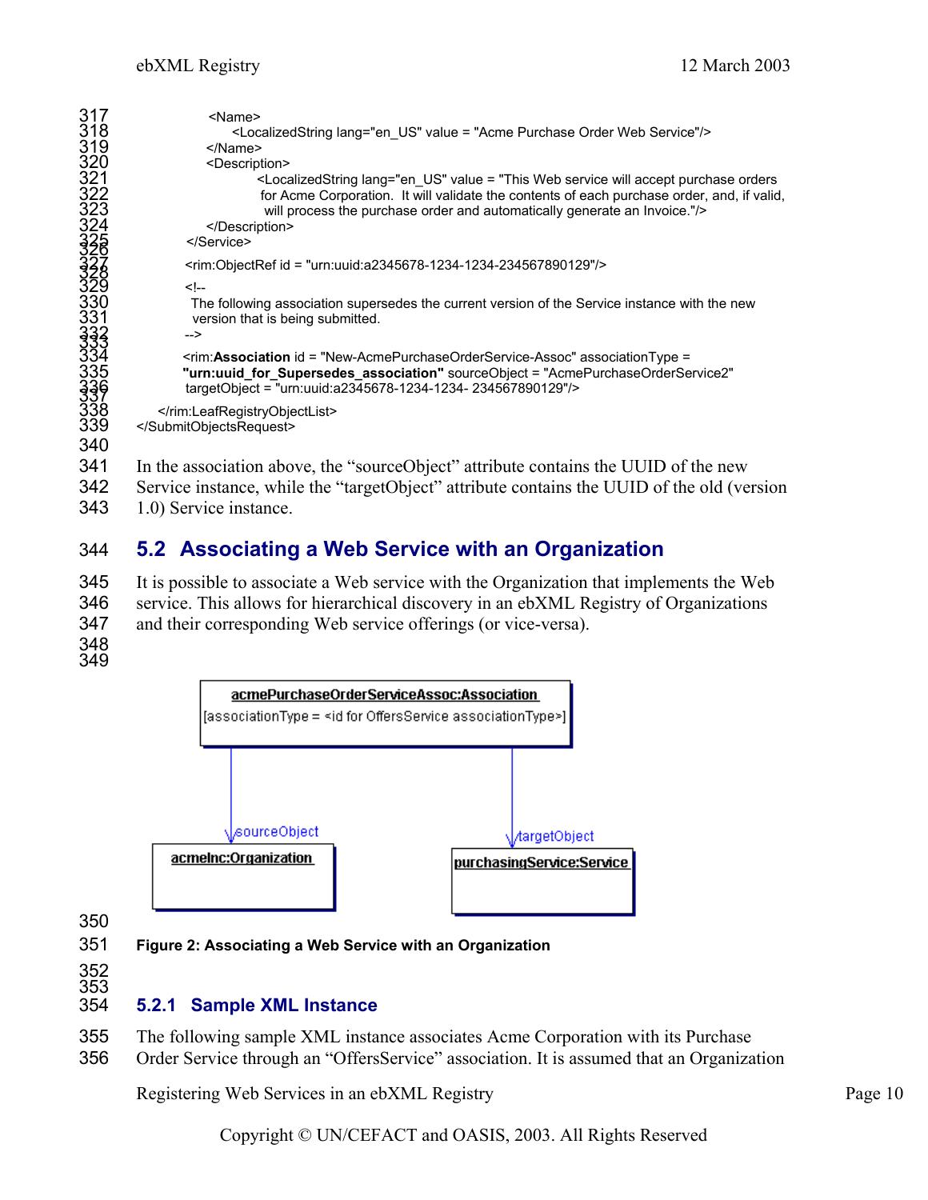```xml
        <Name>
            <LocalizedString lang="en_US" value = "Acme Purchase Order Web Service"/>
        </Name>
        <Description>
                <LocalizedString lang="en_US" value = "This Web service will accept purchase orders
                 for Acme Corporation.  It will validate the contents of each purchase order, and, if valid,
                  will process the purchase order and automatically generate an Invoice."/>
        </Description>
    </Service>

    <rim:ObjectRef id = "urn:uuid:a2345678-1234-1234-234567890129"/>

    <!--
     The following association supersedes the current version of the Service instance with the new
     version that is being submitted.
    -->

    <rim:Association id = "New-AcmePurchaseOrderService-Assoc" associationType =
    "urn:uuid_for_Supersedes_association" sourceObject = "AcmePurchaseOrderService2"
     targetObject = "urn:uuid:a2345678-1234-1234- 234567890129"/>

  </rim:LeafRegistryObjectList>
</SubmitObjectsRequest>
```

In the association above, the "sourceObject" attribute contains the UUID of the new Service instance, while the "targetObject" attribute contains the UUID of the old (version 1.0) Service instance.

## 5.2 Associating a Web Service with an Organization

It is possible to associate a Web service with the Organization that implements the Web service. This allows for hierarchical discovery in an ebXML Registry of Organizations and their corresponding Web service offerings (or vice-versa).

**Figure 2: Associating a Web Service with an Organization**

### 5.2.1 Sample XML Instance

The following sample XML instance associates Acme Corporation with its Purchase Order Service through an "OffersService" association. It is assumed that an Organization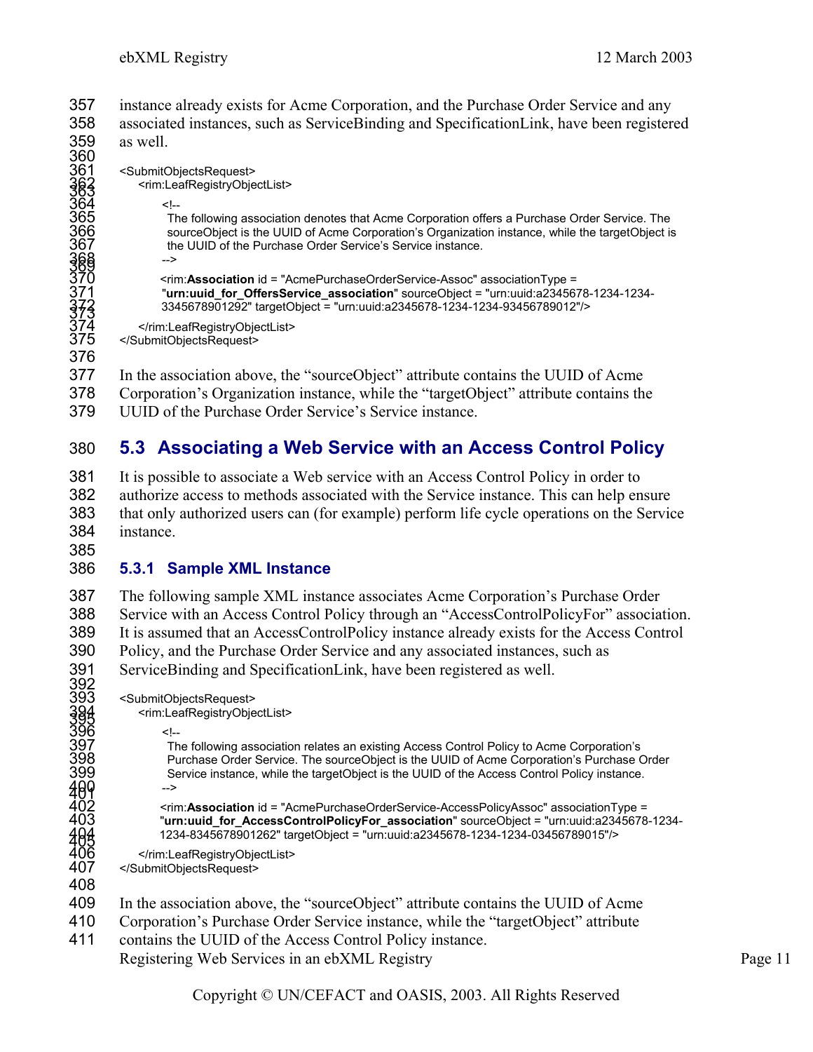instance already exists for Acme Corporation, and the Purchase Order Service and any associated instances, such as ServiceBinding and SpecificationLink, have been registered as well.

```
<SubmitObjectsRequest>
    <rim:LeafRegistryObjectList>

        <!--
         The following association denotes that Acme Corporation offers a Purchase Order Service. The
         sourceObject is the UUID of Acme Corporation's Organization instance, while the targetObject is
         the UUID of the Purchase Order Service's Service instance.
        -->

        <rim:Association id = "AcmePurchaseOrderService-Assoc" associationType =
        "urn:uuid_for_OffersService_association" sourceObject = "urn:uuid:a2345678-1234-1234-
        3345678901292" targetObject = "urn:uuid:a2345678-1234-1234-93456789012"/>

    </rim:LeafRegistryObjectList>
</SubmitObjectsRequest>
```

In the association above, the "sourceObject" attribute contains the UUID of Acme Corporation's Organization instance, while the "targetObject" attribute contains the UUID of the Purchase Order Service's Service instance.

## 5.3 Associating a Web Service with an Access Control Policy

It is possible to associate a Web service with an Access Control Policy in order to authorize access to methods associated with the Service instance. This can help ensure that only authorized users can (for example) perform life cycle operations on the Service instance.

### 5.3.1 Sample XML Instance

The following sample XML instance associates Acme Corporation's Purchase Order Service with an Access Control Policy through an "AccessControlPolicyFor" association. It is assumed that an AccessControlPolicy instance already exists for the Access Control Policy, and the Purchase Order Service and any associated instances, such as ServiceBinding and SpecificationLink, have been registered as well.

```
<SubmitObjectsRequest>
    <rim:LeafRegistryObjectList>

        <!--
         The following association relates an existing Access Control Policy to Acme Corporation's
         Purchase Order Service. The sourceObject is the UUID of Acme Corporation's Purchase Order
         Service instance, while the targetObject is the UUID of the Access Control Policy instance.
        -->

        <rim:Association id = "AcmePurchaseOrderService-AccessPolicyAssoc" associationType =
        "urn:uuid_for_AccessControlPolicyFor_association" sourceObject = "urn:uuid:a2345678-1234-
        1234-8345678901262" targetObject = "urn:uuid:a2345678-1234-1234-03456789015"/>

    </rim:LeafRegistryObjectList>
</SubmitObjectsRequest>
```

In the association above, the "sourceObject" attribute contains the UUID of Acme Corporation's Purchase Order Service instance, while the "targetObject" attribute contains the UUID of the Access Control Policy instance.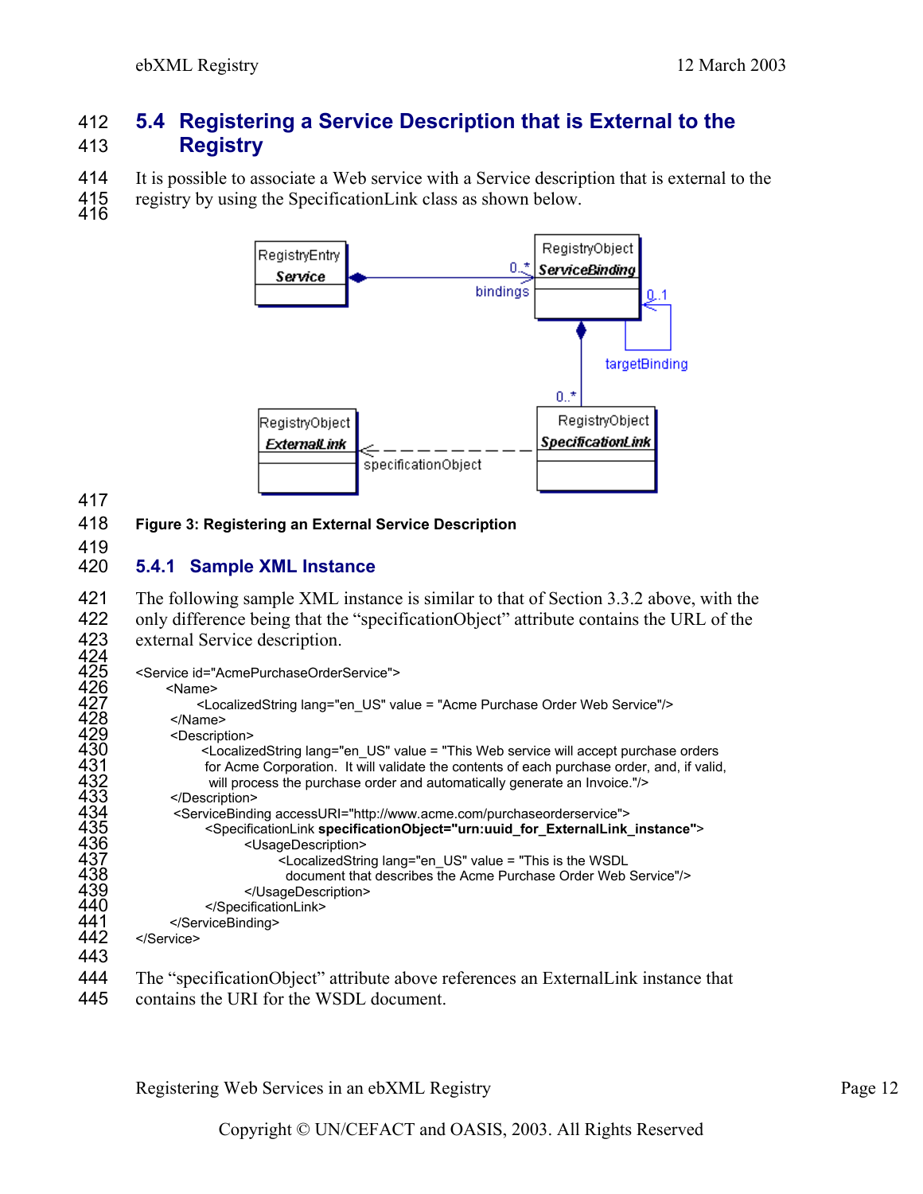## 5.4 Registering a Service Description that is External to the Registry

It is possible to associate a Web service with a Service description that is external to the registry by using the SpecificationLink class as shown below.

**Figure 3: Registering an External Service Description**

### 5.4.1 Sample XML Instance

The following sample XML instance is similar to that of Section 3.3.2 above, with the only difference being that the "specificationObject" attribute contains the URL of the external Service description.

```
<Service id="AcmePurchaseOrderService">
      <Name>
            <LocalizedString lang="en_US" value = "Acme Purchase Order Web Service"/>
      </Name>
      <Description>
            <LocalizedString lang="en_US" value = "This Web service will accept purchase orders
            for Acme Corporation.  It will validate the contents of each purchase order, and, if valid,
             will process the purchase order and automatically generate an Invoice."/>
      </Description>
       <ServiceBinding accessURI="http://www.acme.com/purchaseorderservice">
            <SpecificationLink specificationObject="urn:uuid_for_ExternalLink_instance">
                  <UsageDescription>
                        <LocalizedString lang="en_US" value = "This is the WSDL
                         document that describes the Acme Purchase Order Web Service"/>
                  </UsageDescription>
            </SpecificationLink>
      </ServiceBinding>
</Service>
```

The "specificationObject" attribute above references an ExternalLink instance that contains the URI for the WSDL document.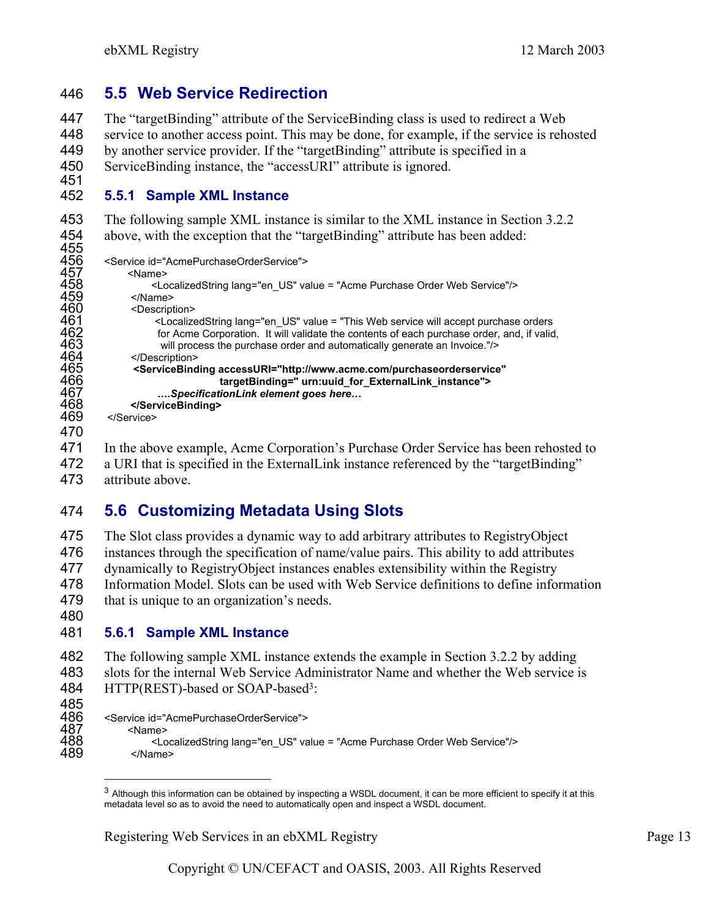## 5.5 Web Service Redirection

The "targetBinding" attribute of the ServiceBinding class is used to redirect a Web service to another access point. This may be done, for example, if the service is rehosted by another service provider. If the "targetBinding" attribute is specified in a ServiceBinding instance, the "accessURI" attribute is ignored.

### 5.5.1 Sample XML Instance

The following sample XML instance is similar to the XML instance in Section 3.2.2 above, with the exception that the "targetBinding" attribute has been added:

```
<Service id="AcmePurchaseOrderService">
    <Name>
        <LocalizedString lang="en_US" value = "Acme Purchase Order Web Service"/>
    </Name>
    <Description>
        <LocalizedString lang="en_US" value = "This Web service will accept purchase orders
        for Acme Corporation.  It will validate the contents of each purchase order, and, if valid,
        will process the purchase order and automatically generate an Invoice."/>
    </Description>
    <ServiceBinding accessURI="http://www.acme.com/purchaseorderservice"
                    targetBinding=" urn:uuid_for_ExternalLink_instance">
        ….SpecificationLink element goes here…
    </ServiceBinding>
</Service>
```

In the above example, Acme Corporation's Purchase Order Service has been rehosted to a URI that is specified in the ExternalLink instance referenced by the "targetBinding" attribute above.

## 5.6 Customizing Metadata Using Slots

The Slot class provides a dynamic way to add arbitrary attributes to RegistryObject instances through the specification of name/value pairs. This ability to add attributes dynamically to RegistryObject instances enables extensibility within the Registry Information Model. Slots can be used with Web Service definitions to define information that is unique to an organization's needs.

### 5.6.1 Sample XML Instance

The following sample XML instance extends the example in Section 3.2.2 by adding slots for the internal Web Service Administrator Name and whether the Web service is HTTP(REST)-based or SOAP-based[3]:

```
<Service id="AcmePurchaseOrderService">
    <Name>
        <LocalizedString lang="en_US" value = "Acme Purchase Order Web Service"/>
    </Name>
```

[3] Although this information can be obtained by inspecting a WSDL document, it can be more efficient to specify it at this metadata level so as to avoid the need to automatically open and inspect a WSDL document.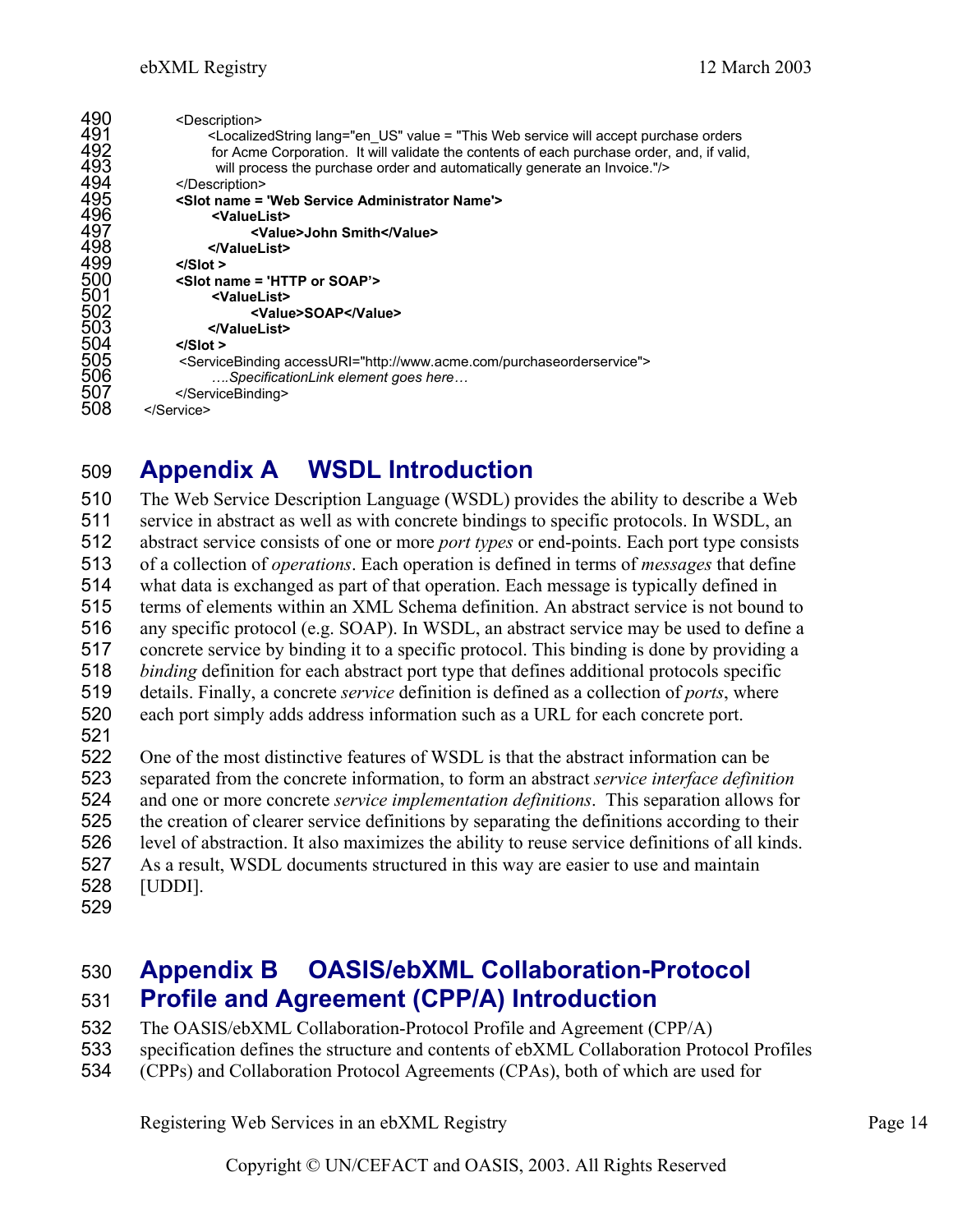```
        <Description>
            <LocalizedString lang="en_US" value = "This Web service will accept purchase orders
             for Acme Corporation.  It will validate the contents of each purchase order, and, if valid,
              will process the purchase order and automatically generate an Invoice."/>
        </Description>
        <Slot name = 'Web Service Administrator Name'>
            <ValueList>
                <Value>John Smith</Value>
            </ValueList>
        </Slot >
        <Slot name = 'HTTP or SOAP'>
            <ValueList>
                <Value>SOAP</Value>
            </ValueList>
        </Slot >
        <ServiceBinding accessURI="http://www.acme.com/purchaseorderservice">
            ….SpecificationLink element goes here…
        </ServiceBinding>
</Service>
```

# Appendix A WSDL Introduction

The Web Service Description Language (WSDL) provides the ability to describe a Web service in abstract as well as with concrete bindings to specific protocols. In WSDL, an abstract service consists of one or more *port types* or end-points. Each port type consists of a collection of *operations*. Each operation is defined in terms of *messages* that define what data is exchanged as part of that operation. Each message is typically defined in terms of elements within an XML Schema definition. An abstract service is not bound to any specific protocol (e.g. SOAP). In WSDL, an abstract service may be used to define a concrete service by binding it to a specific protocol. This binding is done by providing a *binding* definition for each abstract port type that defines additional protocols specific details. Finally, a concrete *service* definition is defined as a collection of *ports*, where each port simply adds address information such as a URL for each concrete port.

One of the most distinctive features of WSDL is that the abstract information can be separated from the concrete information, to form an abstract *service interface definition* and one or more concrete *service implementation definitions*. This separation allows for the creation of clearer service definitions by separating the definitions according to their level of abstraction. It also maximizes the ability to reuse service definitions of all kinds. As a result, WSDL documents structured in this way are easier to use and maintain [UDDI].

# Appendix B OASIS/ebXML Collaboration-Protocol Profile and Agreement (CPP/A) Introduction

The OASIS/ebXML Collaboration-Protocol Profile and Agreement (CPP/A) specification defines the structure and contents of ebXML Collaboration Protocol Profiles (CPPs) and Collaboration Protocol Agreements (CPAs), both of which are used for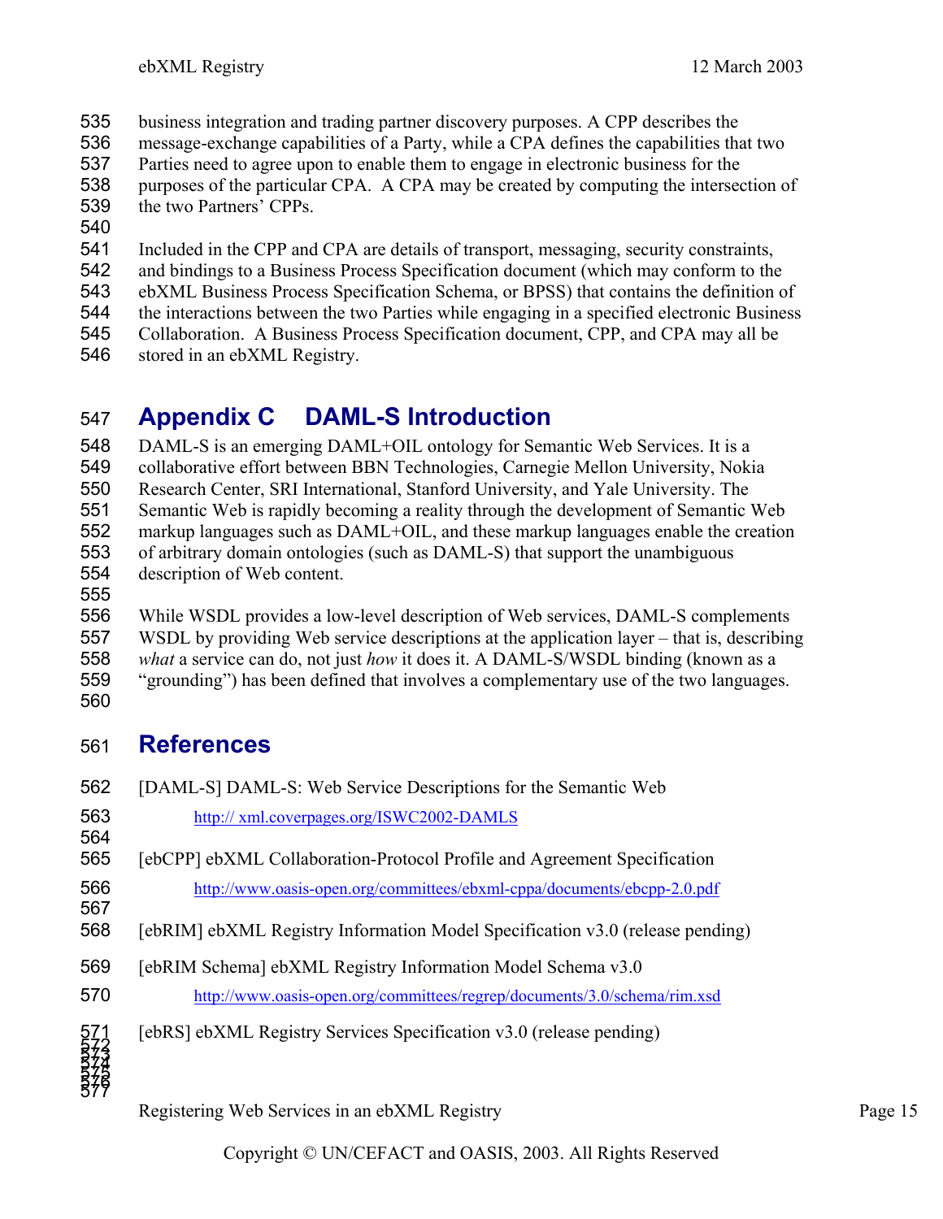business integration and trading partner discovery purposes. A CPP describes the message-exchange capabilities of a Party, while a CPA defines the capabilities that two Parties need to agree upon to enable them to engage in electronic business for the purposes of the particular CPA. A CPA may be created by computing the intersection of the two Partners' CPPs.

Included in the CPP and CPA are details of transport, messaging, security constraints, and bindings to a Business Process Specification document (which may conform to the ebXML Business Process Specification Schema, or BPSS) that contains the definition of the interactions between the two Parties while engaging in a specified electronic Business Collaboration. A Business Process Specification document, CPP, and CPA may all be stored in an ebXML Registry.

# Appendix C DAML-S Introduction

DAML-S is an emerging DAML+OIL ontology for Semantic Web Services. It is a collaborative effort between BBN Technologies, Carnegie Mellon University, Nokia Research Center, SRI International, Stanford University, and Yale University. The Semantic Web is rapidly becoming a reality through the development of Semantic Web markup languages such as DAML+OIL, and these markup languages enable the creation of arbitrary domain ontologies (such as DAML-S) that support the unambiguous description of Web content.

While WSDL provides a low-level description of Web services, DAML-S complements WSDL by providing Web service descriptions at the application layer – that is, describing *what* a service can do, not just *how* it does it. A DAML-S/WSDL binding (known as a "grounding") has been defined that involves a complementary use of the two languages.

# References

[DAML-S] DAML-S: Web Service Descriptions for the Semantic Web

http:// xml.coverpages.org/ISWC2002-DAMLS

[ebCPP] ebXML Collaboration-Protocol Profile and Agreement Specification

http://www.oasis-open.org/committees/ebxml-cppa/documents/ebcpp-2.0.pdf

[ebRIM] ebXML Registry Information Model Specification v3.0 (release pending)

[ebRIM Schema] ebXML Registry Information Model Schema v3.0

http://www.oasis-open.org/committees/regrep/documents/3.0/schema/rim.xsd

[ebRS] ebXML Registry Services Specification v3.0 (release pending)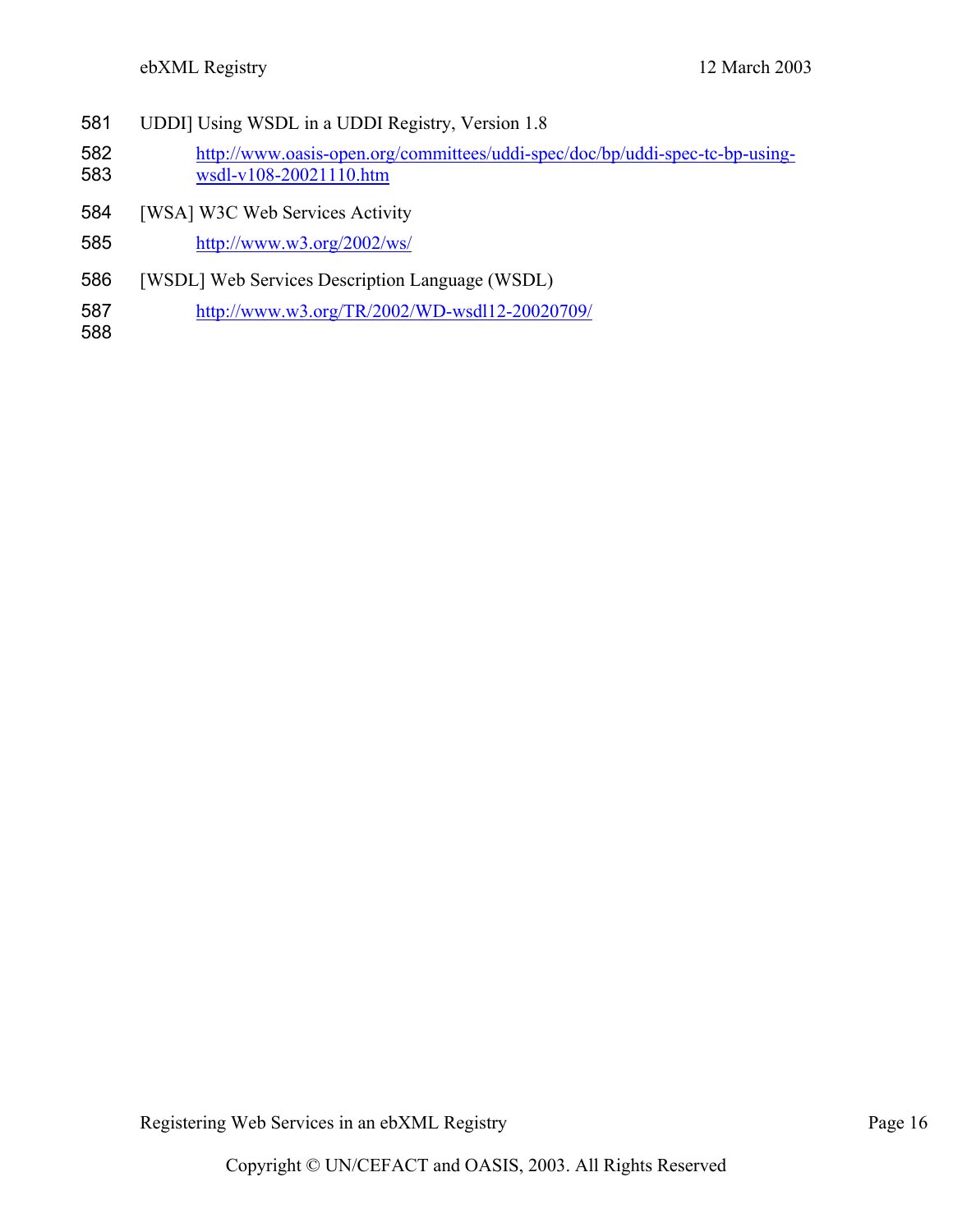UDDI] Using WSDL in a UDDI Registry, Version 1.8

http://www.oasis-open.org/committees/uddi-spec/doc/bp/uddi-spec-tc-bp-using-wsdl-v108-20021110.htm

[WSA] W3C Web Services Activity

http://www.w3.org/2002/ws/

[WSDL] Web Services Description Language (WSDL)

http://www.w3.org/TR/2002/WD-wsdl12-20020709/